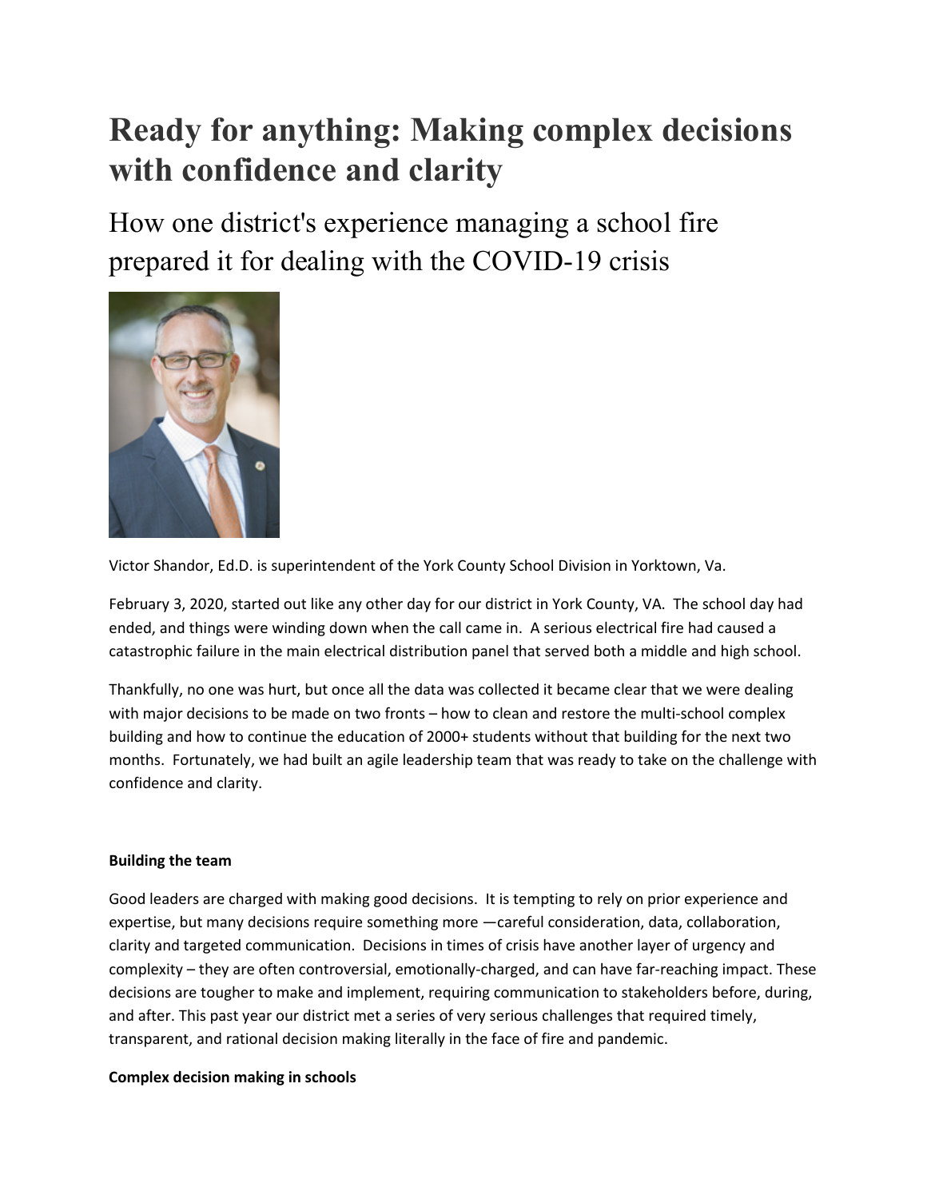# Ready for anything: Making complex decisions with confidence and clarity

## How one district's experience managing a school fire prepared it for dealing with the COVID-19 crisis

Victor Shandor, Ed.D. is superintendent of the York County School Division in Yorktown, Va.

February 3, 2020, started out like any other day for our district in York County, VA. The school day had ended, and things were winding down when the call came in. A serious electrical fire had caused a catastrophic failure in the main electrical distribution panel that served both a middle and high school.

Thankfully, no one was hurt, but once all the data was collected it became clear that we were dealing with major decisions to be made on two fronts – how to clean and restore the multi-school complex building and how to continue the education of 2000+ students without that building for the next two months. Fortunately, we had built an agile leadership team that was ready to take on the challenge with confidence and clarity.

**Building the team**

Good leaders are charged with making good decisions. It is tempting to rely on prior experience and expertise, but many decisions require something more —careful consideration, data, collaboration, clarity and targeted communication. Decisions in times of crisis have another layer of urgency and complexity – they are often controversial, emotionally-charged, and can have far-reaching impact. These decisions are tougher to make and implement, requiring communication to stakeholders before, during, and after. This past year our district met a series of very serious challenges that required timely, transparent, and rational decision making literally in the face of fire and pandemic.

**Complex decision making in schools**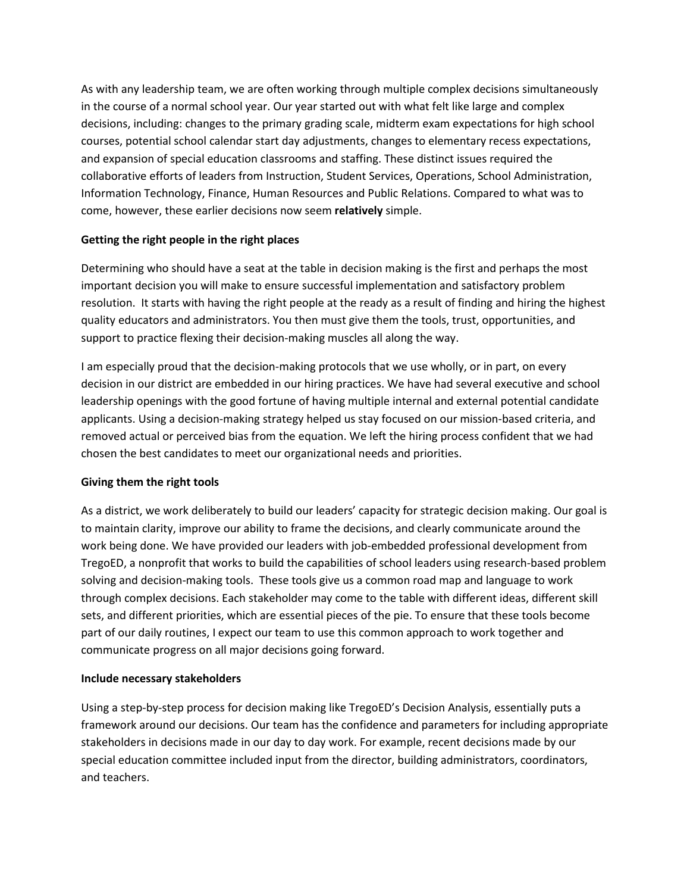As with any leadership team, we are often working through multiple complex decisions simultaneously in the course of a normal school year. Our year started out with what felt like large and complex decisions, including: changes to the primary grading scale, midterm exam expectations for high school courses, potential school calendar start day adjustments, changes to elementary recess expectations, and expansion of special education classrooms and staffing. These distinct issues required the collaborative efforts of leaders from Instruction, Student Services, Operations, School Administration, Information Technology, Finance, Human Resources and Public Relations. Compared to what was to come, however, these earlier decisions now seem **relatively** simple.

**Getting the right people in the right places**

Determining who should have a seat at the table in decision making is the first and perhaps the most important decision you will make to ensure successful implementation and satisfactory problem resolution. It starts with having the right people at the ready as a result of finding and hiring the highest quality educators and administrators. You then must give them the tools, trust, opportunities, and support to practice flexing their decision-making muscles all along the way.

I am especially proud that the decision-making protocols that we use wholly, or in part, on every decision in our district are embedded in our hiring practices. We have had several executive and school leadership openings with the good fortune of having multiple internal and external potential candidate applicants. Using a decision-making strategy helped us stay focused on our mission-based criteria, and removed actual or perceived bias from the equation. We left the hiring process confident that we had chosen the best candidates to meet our organizational needs and priorities.

**Giving them the right tools**

As a district, we work deliberately to build our leaders' capacity for strategic decision making. Our goal is to maintain clarity, improve our ability to frame the decisions, and clearly communicate around the work being done. We have provided our leaders with job-embedded professional development from TregoED, a nonprofit that works to build the capabilities of school leaders using research-based problem solving and decision-making tools. These tools give us a common road map and language to work through complex decisions. Each stakeholder may come to the table with different ideas, different skill sets, and different priorities, which are essential pieces of the pie. To ensure that these tools become part of our daily routines, I expect our team to use this common approach to work together and communicate progress on all major decisions going forward.

**Include necessary stakeholders**

Using a step-by-step process for decision making like TregoED's Decision Analysis, essentially puts a framework around our decisions. Our team has the confidence and parameters for including appropriate stakeholders in decisions made in our day to day work. For example, recent decisions made by our special education committee included input from the director, building administrators, coordinators, and teachers.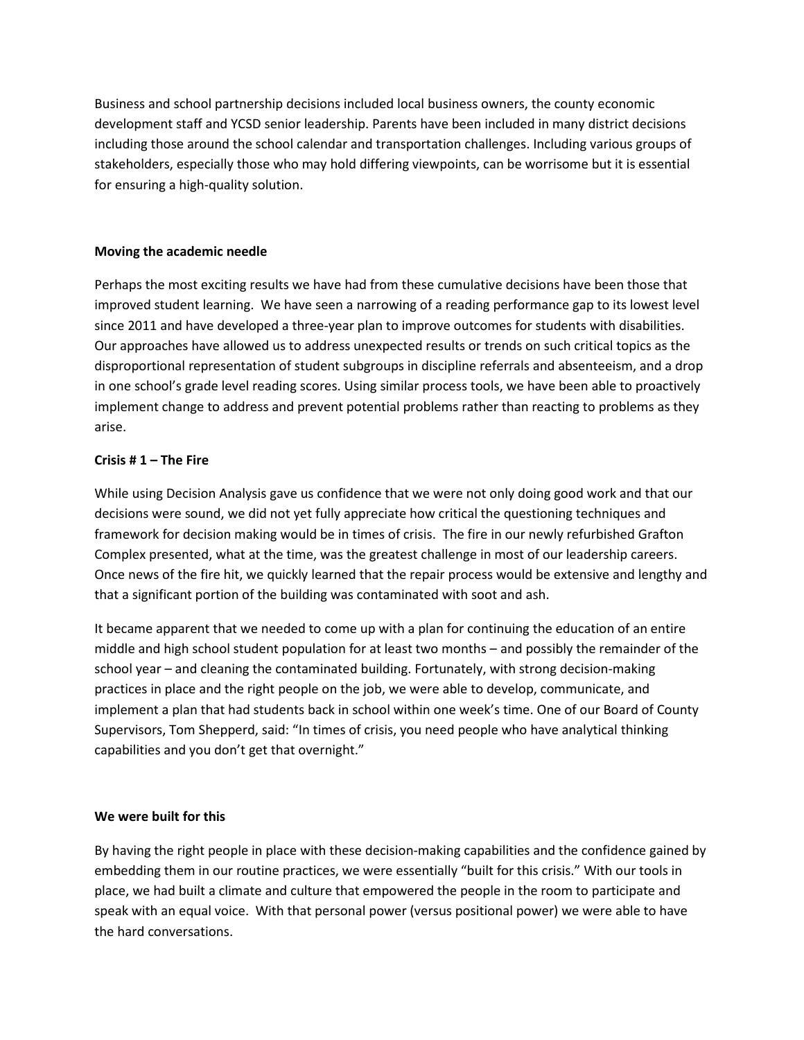Business and school partnership decisions included local business owners, the county economic development staff and YCSD senior leadership. Parents have been included in many district decisions including those around the school calendar and transportation challenges. Including various groups of stakeholders, especially those who may hold differing viewpoints, can be worrisome but it is essential for ensuring a high-quality solution.

**Moving the academic needle**

Perhaps the most exciting results we have had from these cumulative decisions have been those that improved student learning. We have seen a narrowing of a reading performance gap to its lowest level since 2011 and have developed a three-year plan to improve outcomes for students with disabilities. Our approaches have allowed us to address unexpected results or trends on such critical topics as the disproportional representation of student subgroups in discipline referrals and absenteeism, and a drop in one school's grade level reading scores. Using similar process tools, we have been able to proactively implement change to address and prevent potential problems rather than reacting to problems as they arise.

**Crisis # 1 – The Fire**

While using Decision Analysis gave us confidence that we were not only doing good work and that our decisions were sound, we did not yet fully appreciate how critical the questioning techniques and framework for decision making would be in times of crisis. The fire in our newly refurbished Grafton Complex presented, what at the time, was the greatest challenge in most of our leadership careers. Once news of the fire hit, we quickly learned that the repair process would be extensive and lengthy and that a significant portion of the building was contaminated with soot and ash.

It became apparent that we needed to come up with a plan for continuing the education of an entire middle and high school student population for at least two months – and possibly the remainder of the school year – and cleaning the contaminated building. Fortunately, with strong decision-making practices in place and the right people on the job, we were able to develop, communicate, and implement a plan that had students back in school within one week's time. One of our Board of County Supervisors, Tom Shepperd, said: "In times of crisis, you need people who have analytical thinking capabilities and you don't get that overnight."

**We were built for this**

By having the right people in place with these decision-making capabilities and the confidence gained by embedding them in our routine practices, we were essentially "built for this crisis." With our tools in place, we had built a climate and culture that empowered the people in the room to participate and speak with an equal voice. With that personal power (versus positional power) we were able to have the hard conversations.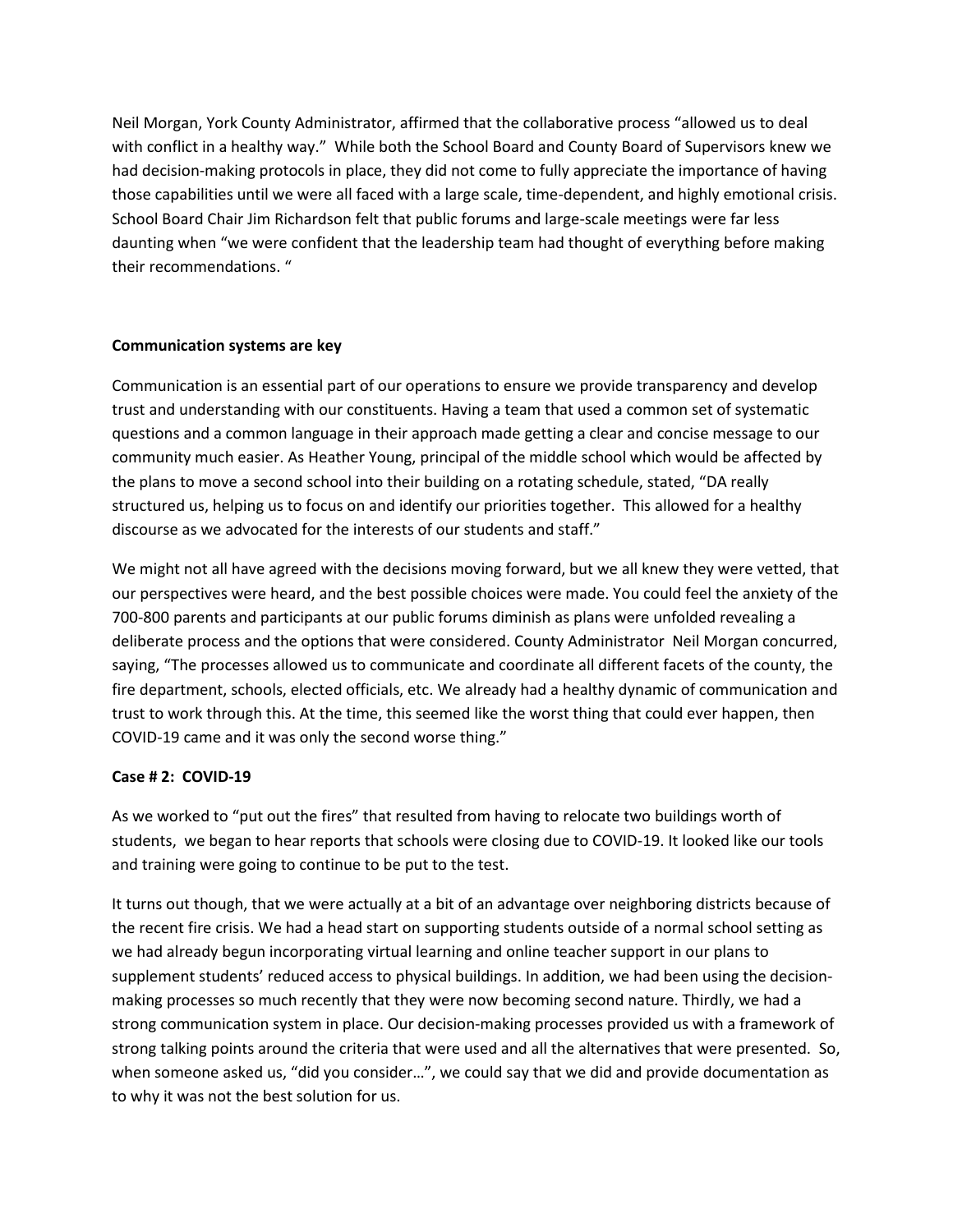Neil Morgan, York County Administrator, affirmed that the collaborative process "allowed us to deal with conflict in a healthy way." While both the School Board and County Board of Supervisors knew we had decision-making protocols in place, they did not come to fully appreciate the importance of having those capabilities until we were all faced with a large scale, time-dependent, and highly emotional crisis. School Board Chair Jim Richardson felt that public forums and large-scale meetings were far less daunting when "we were confident that the leadership team had thought of everything before making their recommendations. "

**Communication systems are key**

Communication is an essential part of our operations to ensure we provide transparency and develop trust and understanding with our constituents. Having a team that used a common set of systematic questions and a common language in their approach made getting a clear and concise message to our community much easier. As Heather Young, principal of the middle school which would be affected by the plans to move a second school into their building on a rotating schedule, stated, "DA really structured us, helping us to focus on and identify our priorities together. This allowed for a healthy discourse as we advocated for the interests of our students and staff."

We might not all have agreed with the decisions moving forward, but we all knew they were vetted, that our perspectives were heard, and the best possible choices were made. You could feel the anxiety of the 700-800 parents and participants at our public forums diminish as plans were unfolded revealing a deliberate process and the options that were considered. County Administrator Neil Morgan concurred, saying, "The processes allowed us to communicate and coordinate all different facets of the county, the fire department, schools, elected officials, etc. We already had a healthy dynamic of communication and trust to work through this. At the time, this seemed like the worst thing that could ever happen, then COVID-19 came and it was only the second worse thing."

**Case # 2: COVID-19**

As we worked to "put out the fires" that resulted from having to relocate two buildings worth of students, we began to hear reports that schools were closing due to COVID-19. It looked like our tools and training were going to continue to be put to the test.

It turns out though, that we were actually at a bit of an advantage over neighboring districts because of the recent fire crisis. We had a head start on supporting students outside of a normal school setting as we had already begun incorporating virtual learning and online teacher support in our plans to supplement students' reduced access to physical buildings. In addition, we had been using the decision-making processes so much recently that they were now becoming second nature. Thirdly, we had a strong communication system in place. Our decision-making processes provided us with a framework of strong talking points around the criteria that were used and all the alternatives that were presented. So, when someone asked us, "did you consider…", we could say that we did and provide documentation as to why it was not the best solution for us.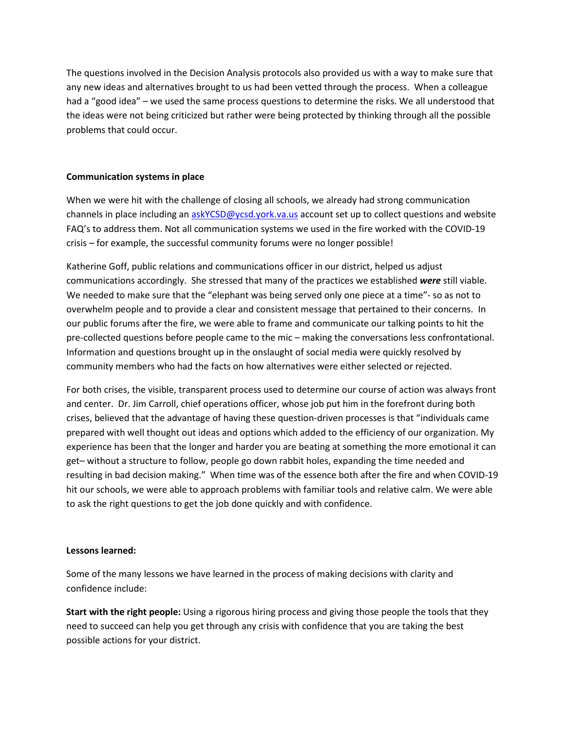The questions involved in the Decision Analysis protocols also provided us with a way to make sure that any new ideas and alternatives brought to us had been vetted through the process. When a colleague had a "good idea" – we used the same process questions to determine the risks. We all understood that the ideas were not being criticized but rather were being protected by thinking through all the possible problems that could occur.

**Communication systems in place**

When we were hit with the challenge of closing all schools, we already had strong communication channels in place including an [askYCSD@ycsd.york.va.us](mailto:askYCSD@ycsd.york.va.us) account set up to collect questions and website FAQ's to address them. Not all communication systems we used in the fire worked with the COVID-19 crisis – for example, the successful community forums were no longer possible!

Katherine Goff, public relations and communications officer in our district, helped us adjust communications accordingly. She stressed that many of the practices we established ***were*** still viable. We needed to make sure that the "elephant was being served only one piece at a time"- so as not to overwhelm people and to provide a clear and consistent message that pertained to their concerns. In our public forums after the fire, we were able to frame and communicate our talking points to hit the pre-collected questions before people came to the mic – making the conversations less confrontational. Information and questions brought up in the onslaught of social media were quickly resolved by community members who had the facts on how alternatives were either selected or rejected.

For both crises, the visible, transparent process used to determine our course of action was always front and center. Dr. Jim Carroll, chief operations officer, whose job put him in the forefront during both crises, believed that the advantage of having these question-driven processes is that "individuals came prepared with well thought out ideas and options which added to the efficiency of our organization. My experience has been that the longer and harder you are beating at something the more emotional it can get– without a structure to follow, people go down rabbit holes, expanding the time needed and resulting in bad decision making." When time was of the essence both after the fire and when COVID-19 hit our schools, we were able to approach problems with familiar tools and relative calm. We were able to ask the right questions to get the job done quickly and with confidence.

**Lessons learned:**

Some of the many lessons we have learned in the process of making decisions with clarity and confidence include:

**Start with the right people:** Using a rigorous hiring process and giving those people the tools that they need to succeed can help you get through any crisis with confidence that you are taking the best possible actions for your district.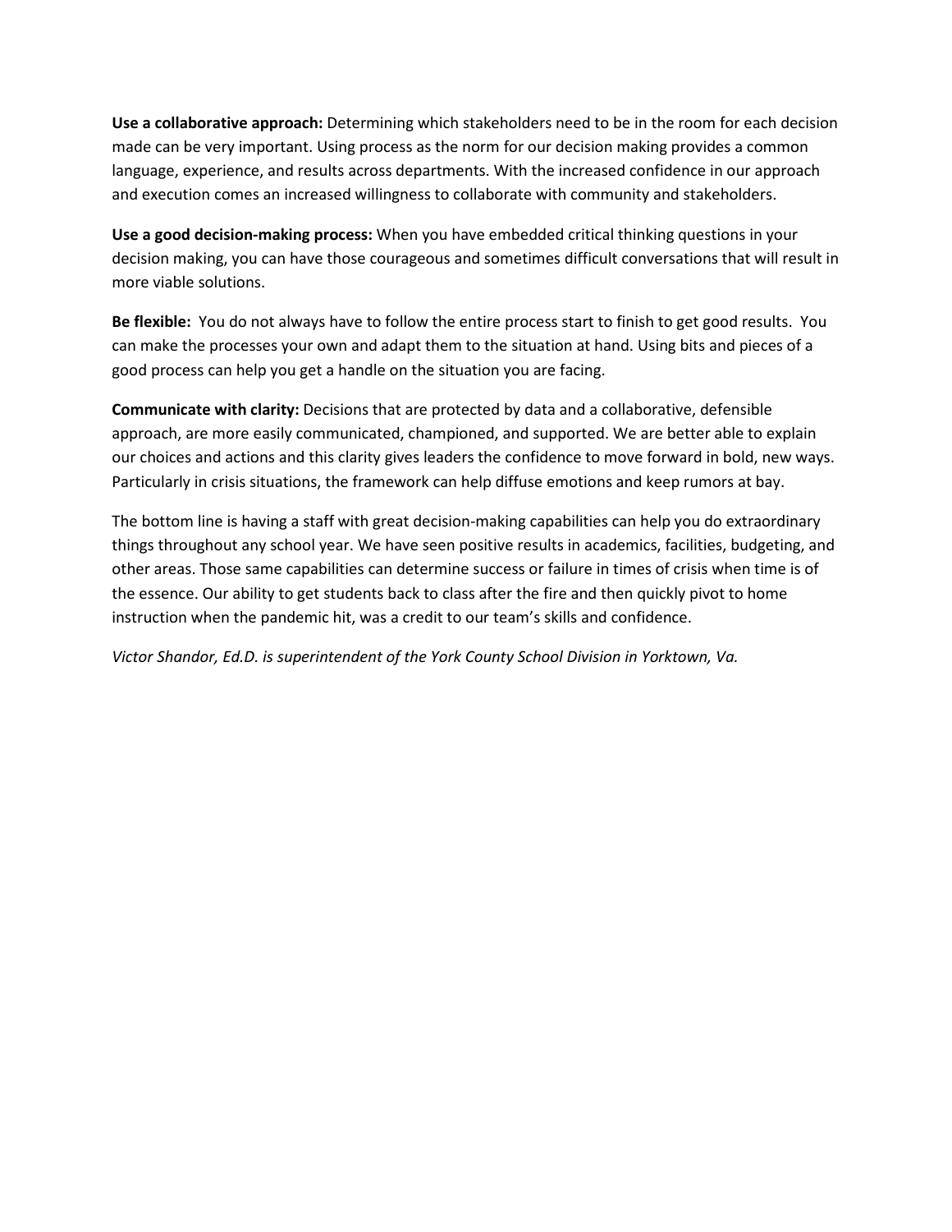**Use a collaborative approach:** Determining which stakeholders need to be in the room for each decision made can be very important. Using process as the norm for our decision making provides a common language, experience, and results across departments. With the increased confidence in our approach and execution comes an increased willingness to collaborate with community and stakeholders.

**Use a good decision-making process:** When you have embedded critical thinking questions in your decision making, you can have those courageous and sometimes difficult conversations that will result in more viable solutions.

**Be flexible:** You do not always have to follow the entire process start to finish to get good results. You can make the processes your own and adapt them to the situation at hand. Using bits and pieces of a good process can help you get a handle on the situation you are facing.

**Communicate with clarity:** Decisions that are protected by data and a collaborative, defensible approach, are more easily communicated, championed, and supported. We are better able to explain our choices and actions and this clarity gives leaders the confidence to move forward in bold, new ways. Particularly in crisis situations, the framework can help diffuse emotions and keep rumors at bay.

The bottom line is having a staff with great decision-making capabilities can help you do extraordinary things throughout any school year. We have seen positive results in academics, facilities, budgeting, and other areas. Those same capabilities can determine success or failure in times of crisis when time is of the essence. Our ability to get students back to class after the fire and then quickly pivot to home instruction when the pandemic hit, was a credit to our team's skills and confidence.

*Victor Shandor, Ed.D. is superintendent of the York County School Division in Yorktown, Va.*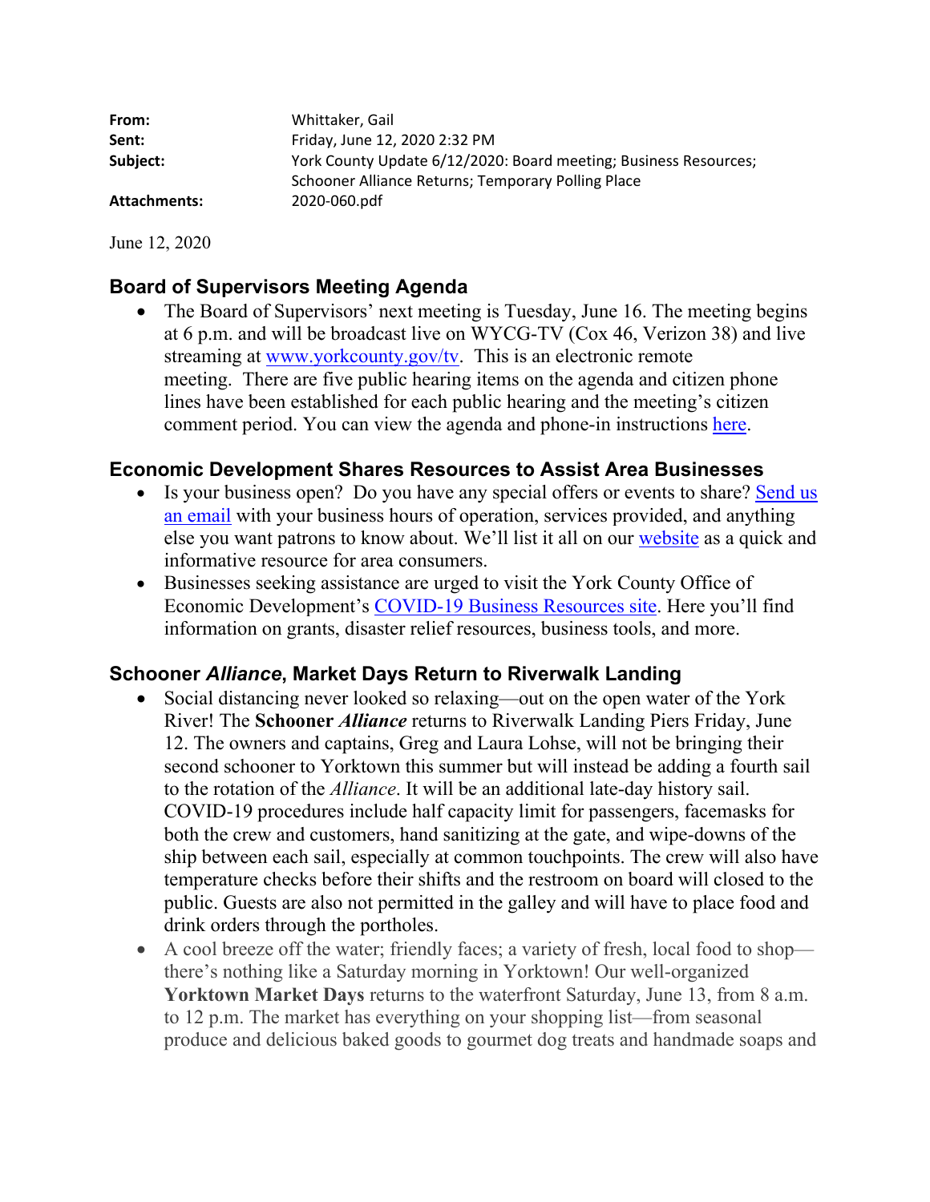| | |
|---|---|
| **From:** | Whittaker, Gail |
| **Sent:** | Friday, June 12, 2020 2:32 PM |
| **Subject:** | York County Update 6/12/2020: Board meeting; Business Resources; Schooner Alliance Returns; Temporary Polling Place |
| **Attachments:** | 2020-060.pdf |

June 12, 2020

### Board of Supervisors Meeting Agenda

- The Board of Supervisors' next meeting is Tuesday, June 16. The meeting begins at 6 p.m. and will be broadcast live on WYCG-TV (Cox 46, Verizon 38) and live streaming at www.yorkcounty.gov/tv. This is an electronic remote meeting. There are five public hearing items on the agenda and citizen phone lines have been established for each public hearing and the meeting's citizen comment period. You can view the agenda and phone-in instructions here.

### Economic Development Shares Resources to Assist Area Businesses

- Is your business open? Do you have any special offers or events to share? Send us an email with your business hours of operation, services provided, and anything else you want patrons to know about. We'll list it all on our website as a quick and informative resource for area consumers.
- Businesses seeking assistance are urged to visit the York County Office of Economic Development's COVID-19 Business Resources site. Here you'll find information on grants, disaster relief resources, business tools, and more.

### Schooner *Alliance*, Market Days Return to Riverwalk Landing

- Social distancing never looked so relaxing—out on the open water of the York River! The **Schooner *Alliance*** returns to Riverwalk Landing Piers Friday, June 12. The owners and captains, Greg and Laura Lohse, will not be bringing their second schooner to Yorktown this summer but will instead be adding a fourth sail to the rotation of the *Alliance*. It will be an additional late-day history sail. COVID-19 procedures include half capacity limit for passengers, facemasks for both the crew and customers, hand sanitizing at the gate, and wipe-downs of the ship between each sail, especially at common touchpoints. The crew will also have temperature checks before their shifts and the restroom on board will closed to the public. Guests are also not permitted in the galley and will have to place food and drink orders through the portholes.
- A cool breeze off the water; friendly faces; a variety of fresh, local food to shop—there's nothing like a Saturday morning in Yorktown! Our well-organized **Yorktown Market Days** returns to the waterfront Saturday, June 13, from 8 a.m. to 12 p.m. The market has everything on your shopping list—from seasonal produce and delicious baked goods to gourmet dog treats and handmade soaps and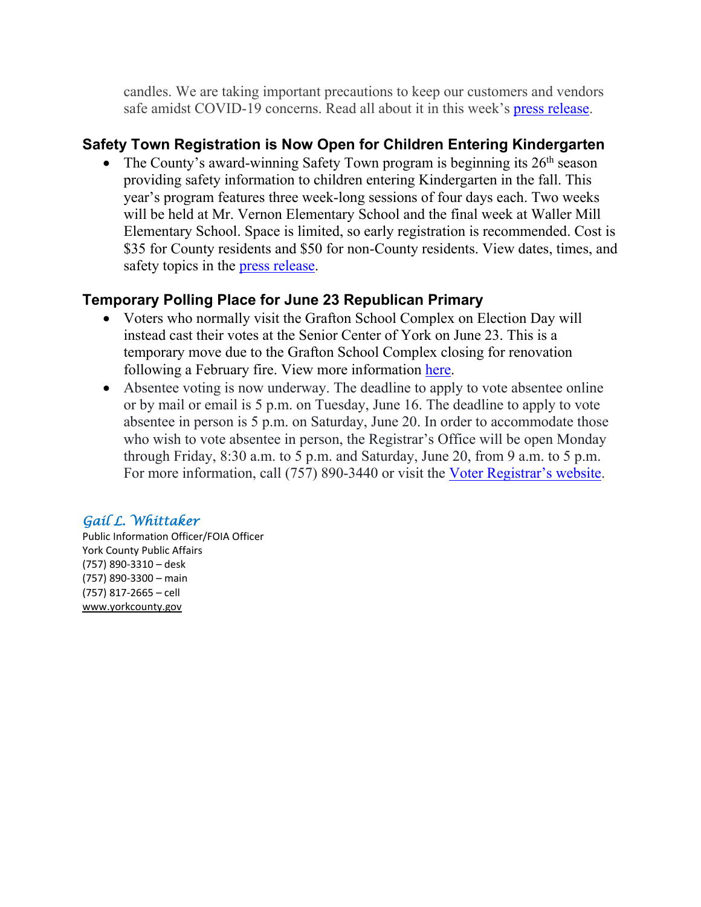candles. We are taking important precautions to keep our customers and vendors safe amidst COVID-19 concerns. Read all about it in this week's press release.

### Safety Town Registration is Now Open for Children Entering Kindergarten

- The County's award-winning Safety Town program is beginning its 26th season providing safety information to children entering Kindergarten in the fall. This year's program features three week-long sessions of four days each. Two weeks will be held at Mr. Vernon Elementary School and the final week at Waller Mill Elementary School. Space is limited, so early registration is recommended. Cost is $35 for County residents and $50 for non-County residents. View dates, times, and safety topics in the press release.

### Temporary Polling Place for June 23 Republican Primary

- Voters who normally visit the Grafton School Complex on Election Day will instead cast their votes at the Senior Center of York on June 23. This is a temporary move due to the Grafton School Complex closing for renovation following a February fire. View more information here.
- Absentee voting is now underway. The deadline to apply to vote absentee online or by mail or email is 5 p.m. on Tuesday, June 16. The deadline to apply to vote absentee in person is 5 p.m. on Saturday, June 20. In order to accommodate those who wish to vote absentee in person, the Registrar's Office will be open Monday through Friday, 8:30 a.m. to 5 p.m. and Saturday, June 20, from 9 a.m. to 5 p.m. For more information, call (757) 890-3440 or visit the Voter Registrar's website.

*Gail L. Whittaker*
Public Information Officer/FOIA Officer
York County Public Affairs
(757) 890-3310 – desk
(757) 890-3300 – main
(757) 817-2665 – cell
www.yorkcounty.gov